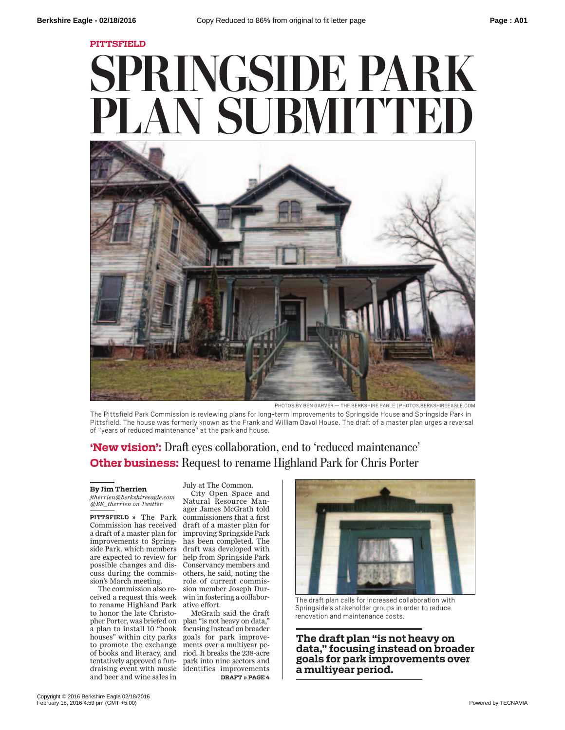PITTSFIELD

# SPRINGSIDE PARK PLAN SUBMITTED

PHOTOS BY BEN GARVER — THE BERKSHIRE EAGLE | PHOTOS.BERKSHIREEAGLE.COM

The Pittsfield Park Commission is reviewing plans for long-term improvements to Springside House and Springside Park in Pittsfield. The house was formerly known as the Frank and William Davol House. The draft of a master plan urges a reversal of "years of reduced maintenance" at the park and house.

## **'New vision':** Draft eyes collaboration, end to 'reduced maintenance'

## **Other business:** Request to rename Highland Park for Chris Porter

**By Jim Therrien**
*jtherrien@berkshireeagle.com*
*@BE_therrien on Twitter*

**PITTSFIELD »** The Park Commission has received a draft of a master plan for improvements to Springside Park, which members are expected to review for possible changes and discuss during the commission's March meeting.

The commission also received a request this week to rename Highland Park to honor the late Christopher Porter, was briefed on a plan to install 10 "book houses" within city parks to promote the exchange of books and literacy, and tentatively approved a fundraising event with music and beer and wine sales in July at The Common.

City Open Space and Natural Resource Manager James McGrath told commissioners that a first draft of a master plan for improving Springside Park has been completed. The draft was developed with help from Springside Park Conservancy members and others, he said, noting the role of current commission member Joseph Durwin in fostering a collaborative effort.

McGrath said the draft plan "is not heavy on data," focusing instead on broader goals for park improvements over a multiyear period. It breaks the 238-acre park into nine sectors and identifies improvements

**DRAFT » PAGE 4**

The draft plan calls for increased collaboration with Springside's stakeholder groups in order to reduce renovation and maintenance costs.

**The draft plan "is not heavy on data," focusing instead on broader goals for park improvements over a multiyear period.**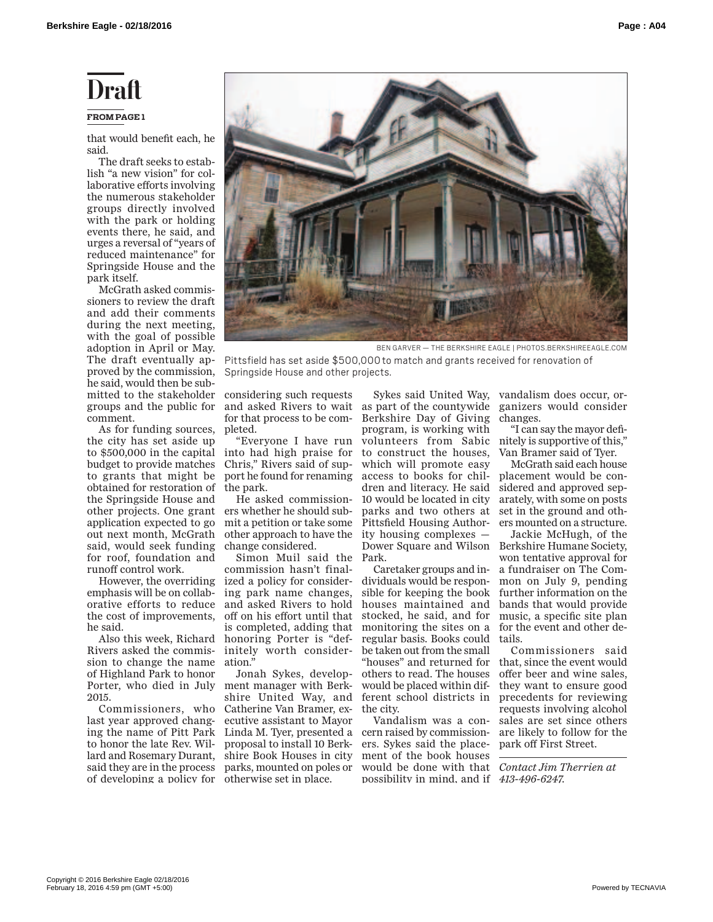# Draft

**FROM PAGE 1**

that would benefit each, he said.

The draft seeks to establish "a new vision" for collaborative efforts involving the numerous stakeholder groups directly involved with the park or holding events there, he said, and urges a reversal of "years of reduced maintenance" for Springside House and the park itself.

McGrath asked commissioners to review the draft and add their comments during the next meeting, with the goal of possible adoption in April or May. The draft eventually approved by the commission, he said, would then be submitted to the stakeholder groups and the public for comment.

As for funding sources, the city has set aside up to $500,000 in the capital budget to provide matches to grants that might be obtained for restoration of the Springside House and other projects. One grant application expected to go out next month, McGrath said, would seek funding for roof, foundation and runoff control work.

However, the overriding emphasis will be on collaborative efforts to reduce the cost of improvements, he said.

Also this week, Richard Rivers asked the commission to change the name of Highland Park to honor Porter, who died in July 2015.

Commissioners, who last year approved changing the name of Pitt Park to honor the late Rev. Willard and Rosemary Durant, said they are in the process of developing a policy for considering such requests and asked Rivers to wait for that process to be completed.

"Everyone I have run into had high praise for Chris," Rivers said of support he found for renaming the park.

He asked commissioners whether he should submit a petition or take some other approach to have the change considered.

Simon Muil said the commission hasn't finalized a policy for considering park name changes, and asked Rivers to hold off on his effort until that is completed, adding that honoring Porter is "definitely worth consideration."

Jonah Sykes, development manager with Berkshire United Way, and Catherine Van Bramer, executive assistant to Mayor Linda M. Tyer, presented a proposal to install 10 Berkshire Book Houses in city parks, mounted on poles or otherwise set in place.

Sykes said United Way, as part of the countywide Berkshire Day of Giving program, is working with volunteers from Sabic to construct the houses, which will promote easy access to books for children and literacy. He said 10 would be located in city parks and two others at Pittsfield Housing Authority housing complexes — Dower Square and Wilson Park.

Caretaker groups and individuals would be responsible for keeping the book houses maintained and stocked, he said, and for monitoring the sites on a regular basis. Books could be taken out from the small "houses" and returned for others to read. The houses would be placed within different school districts in the city.

Vandalism was a concern raised by commissioners. Sykes said the placement of the book houses would be done with that possibility in mind, and if vandalism does occur, organizers would consider changes.

"I can say the mayor definitely is supportive of this," Van Bramer said of Tyer.

McGrath said each house placement would be considered and approved separately, with some on posts set in the ground and others mounted on a structure.

Jackie McHugh, of the Berkshire Humane Society, won tentative approval for a fundraiser on The Common on July 9, pending further information on the bands that would provide music, a specific site plan for the event and other details.

Commissioners said that, since the event would offer beer and wine sales, they want to ensure good precedents for reviewing requests involving alcohol sales are set since others are likely to follow for the park off First Street.

*Contact Jim Therrien at 413-496-6247.*

BEN GARVER — THE BERKSHIRE EAGLE | PHOTOS.BERKSHIREEAGLE.COM

Pittsfield has set aside $500,000 to match and grants received for renovation of Springside House and other projects.